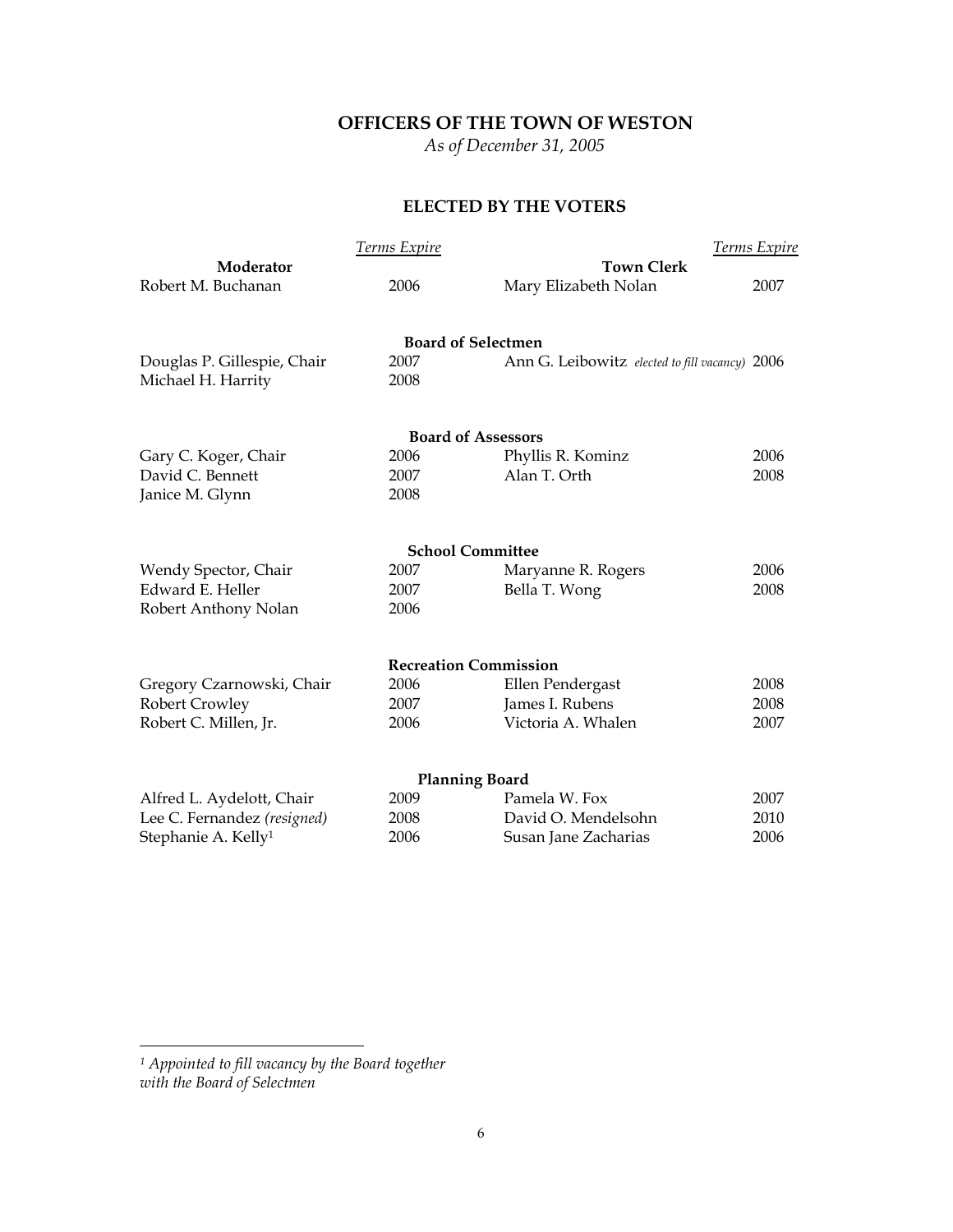# OFFICERS OF THE TOWN OF WESTON

*As of December 31, 2005*

## ELECTED BY THE VOTERS

| | Terms Expire | | Terms Expire |
|---|---|---|---|
| **Moderator** | | **Town Clerk** | |
| Robert M. Buchanan | 2006 | Mary Elizabeth Nolan | 2007 |

### Board of Selectmen

| | Terms Expire | | Terms Expire |
|---|---|---|---|
| Douglas P. Gillespie, Chair | 2007 | Ann G. Leibowitz *elected to fill vacancy)* | 2006 |
| Michael H. Harrity | 2008 | | |

### Board of Assessors

| | Terms Expire | | Terms Expire |
|---|---|---|---|
| Gary C. Koger, Chair | 2006 | Phyllis R. Kominz | 2006 |
| David C. Bennett | 2007 | Alan T. Orth | 2008 |
| Janice M. Glynn | 2008 | | |

### School Committee

| | Terms Expire | | Terms Expire |
|---|---|---|---|
| Wendy Spector, Chair | 2007 | Maryanne R. Rogers | 2006 |
| Edward E. Heller | 2007 | Bella T. Wong | 2008 |
| Robert Anthony Nolan | 2006 | | |

### Recreation Commission

| | Terms Expire | | Terms Expire |
|---|---|---|---|
| Gregory Czarnowski, Chair | 2006 | Ellen Pendergast | 2008 |
| Robert Crowley | 2007 | James I. Rubens | 2008 |
| Robert C. Millen, Jr. | 2006 | Victoria A. Whalen | 2007 |

### Planning Board

| | Terms Expire | | Terms Expire |
|---|---|---|---|
| Alfred L. Aydelott, Chair | 2009 | Pamela W. Fox | 2007 |
| Lee C. Fernandez *(resigned)* | 2008 | David O. Mendelsohn | 2010 |
| Stephanie A. Kelly[1] | 2006 | Susan Jane Zacharias | 2006 |

---

[1] *Appointed to fill vacancy by the Board together with the Board of Selectmen*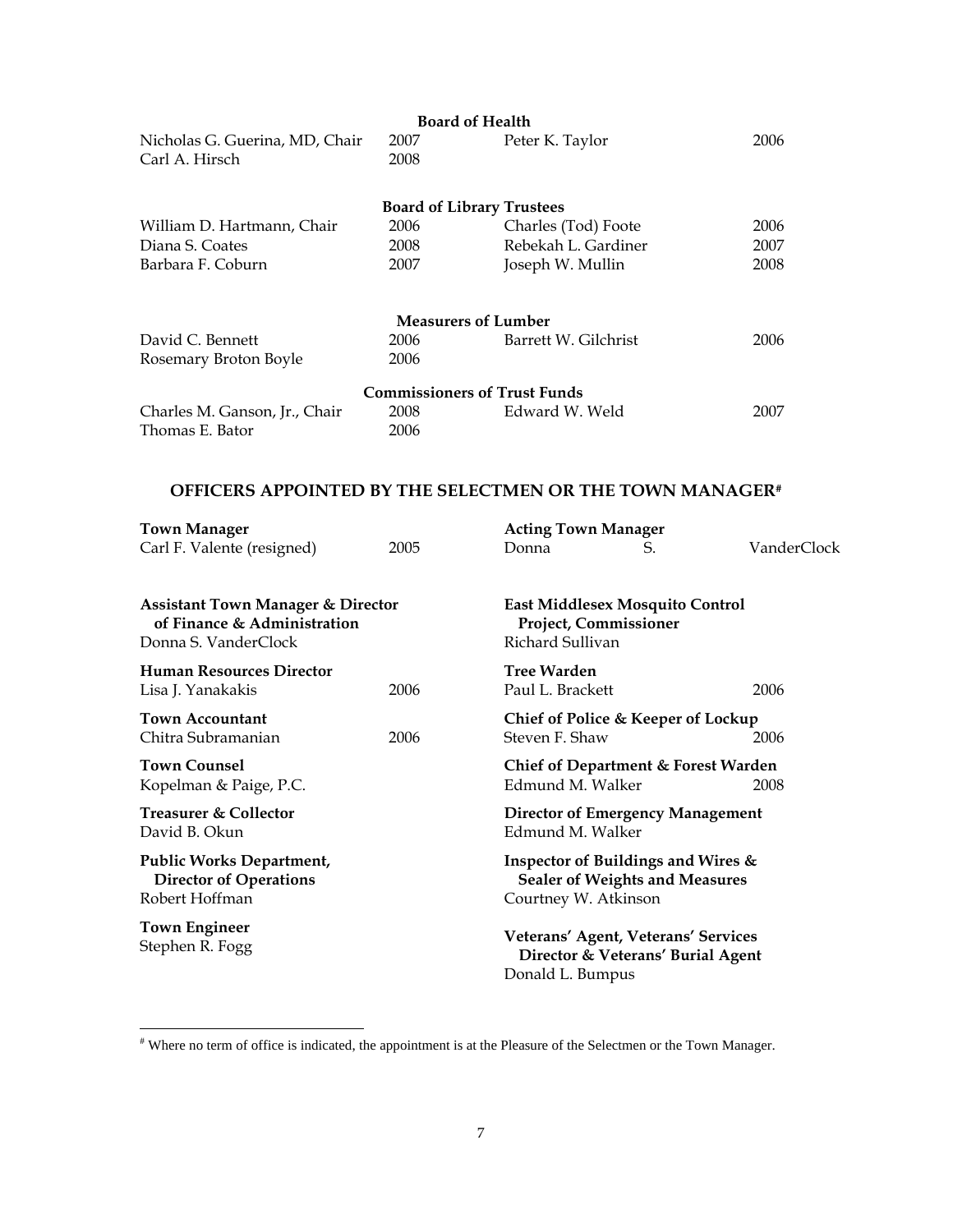**Board of Health**

| | | | |
|---|---|---|---|
| Nicholas G. Guerina, MD, Chair | 2007 | Peter K. Taylor | 2006 |
| Carl A. Hirsch | 2008 | | |

**Board of Library Trustees**

| | | | |
|---|---|---|---|
| William D. Hartmann, Chair | 2006 | Charles (Tod) Foote | 2006 |
| Diana S. Coates | 2008 | Rebekah L. Gardiner | 2007 |
| Barbara F. Coburn | 2007 | Joseph W. Mullin | 2008 |

**Measurers of Lumber**

| | | | |
|---|---|---|---|
| David C. Bennett | 2006 | Barrett W. Gilchrist | 2006 |
| Rosemary Broton Boyle | 2006 | | |

**Commissioners of Trust Funds**

| | | | |
|---|---|---|---|
| Charles M. Ganson, Jr., Chair | 2008 | Edward W. Weld | 2007 |
| Thomas E. Bator | 2006 | | |

## OFFICERS APPOINTED BY THE SELECTMEN OR THE TOWN MANAGER[#]

**Town Manager**
Carl F. Valente (resigned) 2005

**Acting Town Manager**
Donna S. VanderClock

**Assistant Town Manager & Director of Finance & Administration**
Donna S. VanderClock

**Human Resources Director**
Lisa J. Yanakakis 2006

**Town Accountant**
Chitra Subramanian 2006

**Town Counsel**
Kopelman & Paige, P.C.

**Treasurer & Collector**
David B. Okun

**Public Works Department, Director of Operations**
Robert Hoffman

**Town Engineer**
Stephen R. Fogg

**East Middlesex Mosquito Control Project, Commissioner**
Richard Sullivan

**Tree Warden**
Paul L. Brackett 2006

**Chief of Police & Keeper of Lockup**
Steven F. Shaw 2006

**Chief of Department & Forest Warden**
Edmund M. Walker 2008

**Director of Emergency Management**
Edmund M. Walker

**Inspector of Buildings and Wires & Sealer of Weights and Measures**
Courtney W. Atkinson

**Veterans' Agent, Veterans' Services Director & Veterans' Burial Agent**
Donald L. Bumpus

[#] Where no term of office is indicated, the appointment is at the Pleasure of the Selectmen or the Town Manager.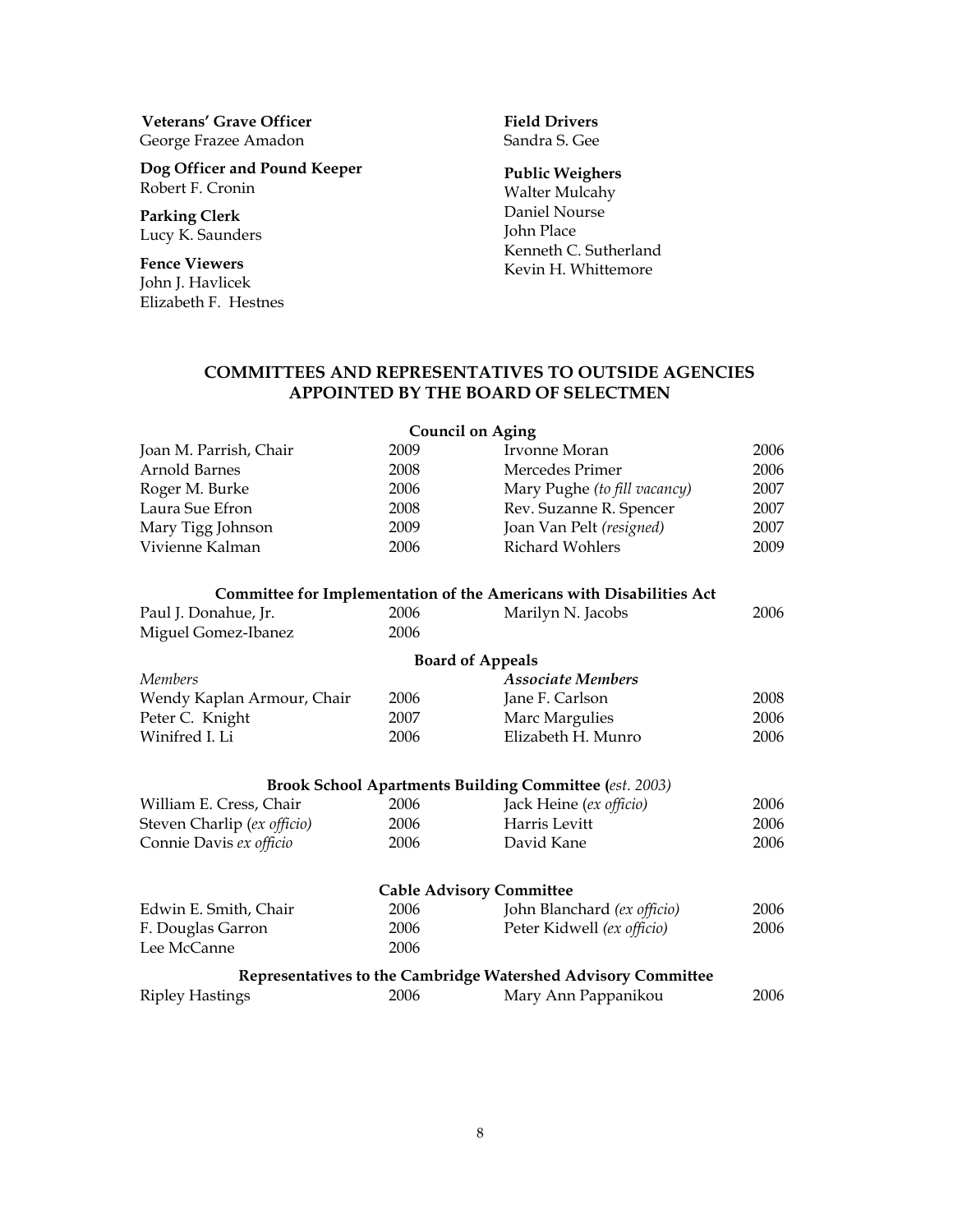**Veterans' Grave Officer**
George Frazee Amadon

**Dog Officer and Pound Keeper**
Robert F. Cronin

**Parking Clerk**
Lucy K. Saunders

**Fence Viewers**
John J. Havlicek
Elizabeth F. Hestnes

**Field Drivers**
Sandra S. Gee

**Public Weighers**
Walter Mulcahy
Daniel Nourse
John Place
Kenneth C. Sutherland
Kevin H. Whittemore

## COMMITTEES AND REPRESENTATIVES TO OUTSIDE AGENCIES APPOINTED BY THE BOARD OF SELECTMEN

### Council on Aging

| | | | |
|---|---|---|---|
| Joan M. Parrish, Chair | 2009 | Irvonne Moran | 2006 |
| Arnold Barnes | 2008 | Mercedes Primer | 2006 |
| Roger M. Burke | 2006 | Mary Pughe *(to fill vacancy)* | 2007 |
| Laura Sue Efron | 2008 | Rev. Suzanne R. Spencer | 2007 |
| Mary Tigg Johnson | 2009 | Joan Van Pelt *(resigned)* | 2007 |
| Vivienne Kalman | 2006 | Richard Wohlers | 2009 |

### Committee for Implementation of the Americans with Disabilities Act

| | | | |
|---|---|---|---|
| Paul J. Donahue, Jr. | 2006 | Marilyn N. Jacobs | 2006 |
| Miguel Gomez-Ibanez | 2006 | | |

### Board of Appeals

| *Members* | | ***Associate Members*** | |
|---|---|---|---|
| Wendy Kaplan Armour, Chair | 2006 | Jane F. Carlson | 2008 |
| Peter C. Knight | 2007 | Marc Margulies | 2006 |
| Winifred I. Li | 2006 | Elizabeth H. Munro | 2006 |

### Brook School Apartments Building Committee (*est. 2003)*

| | | | |
|---|---|---|---|
| William E. Cress, Chair | 2006 | Jack Heine (*ex officio)* | 2006 |
| Steven Charlip (*ex officio)* | 2006 | Harris Levitt | 2006 |
| Connie Davis *ex officio* | 2006 | David Kane | 2006 |

### Cable Advisory Committee

| | | | |
|---|---|---|---|
| Edwin E. Smith, Chair | 2006 | John Blanchard *(ex officio)* | 2006 |
| F. Douglas Garron | 2006 | Peter Kidwell *(ex officio)* | 2006 |
| Lee McCanne | 2006 | | |

### Representatives to the Cambridge Watershed Advisory Committee

| | | | |
|---|---|---|---|
| Ripley Hastings | 2006 | Mary Ann Pappanikou | 2006 |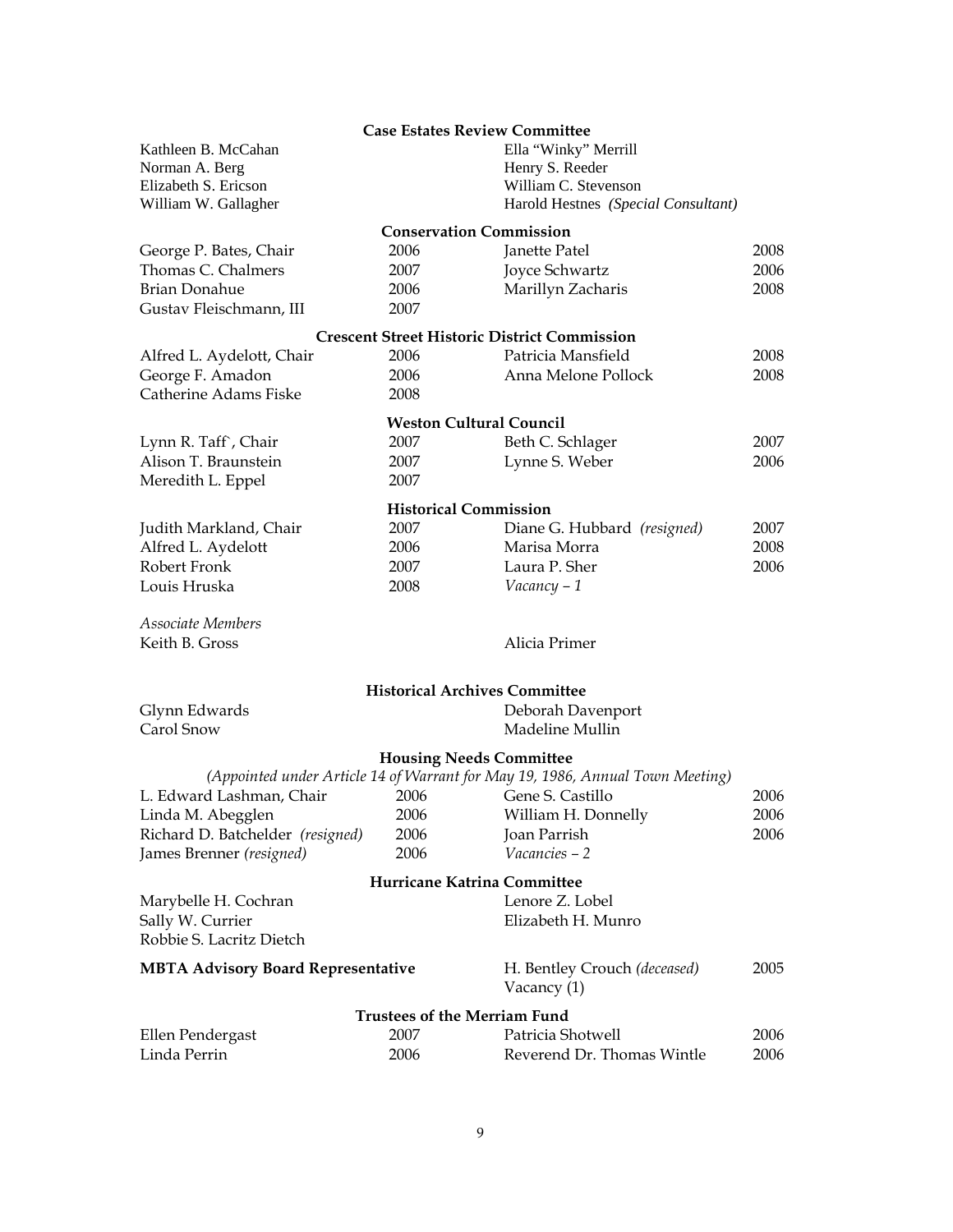### Case Estates Review Committee

| | |
|---|---|
| Kathleen B. McCahan | Ella "Winky" Merrill |
| Norman A. Berg | Henry S. Reeder |
| Elizabeth S. Ericson | William C. Stevenson |
| William W. Gallagher | Harold Hestnes *(Special Consultant)* |

### Conservation Commission

| | | | |
|---|---|---|---|
| George P. Bates, Chair | 2006 | Janette Patel | 2008 |
| Thomas C. Chalmers | 2007 | Joyce Schwartz | 2006 |
| Brian Donahue | 2006 | Marillyn Zacharis | 2008 |
| Gustav Fleischmann, III | 2007 | | |

### Crescent Street Historic District Commission

| | | | |
|---|---|---|---|
| Alfred L. Aydelott, Chair | 2006 | Patricia Mansfield | 2008 |
| George F. Amadon | 2006 | Anna Melone Pollock | 2008 |
| Catherine Adams Fiske | 2008 | | |

### Weston Cultural Council

| | | | |
|---|---|---|---|
| Lynn R. Taff`, Chair | 2007 | Beth C. Schlager | 2007 |
| Alison T. Braunstein | 2007 | Lynne S. Weber | 2006 |
| Meredith L. Eppel | 2007 | | |

### Historical Commission

| | | | |
|---|---|---|---|
| Judith Markland, Chair | 2007 | Diane G. Hubbard *(resigned)* | 2007 |
| Alfred L. Aydelott | 2006 | Marisa Morra | 2008 |
| Robert Fronk | 2007 | Laura P. Sher | 2006 |
| Louis Hruska | 2008 | *Vacancy – 1* | |

*Associate Members*

| | |
|---|---|
| Keith B. Gross | Alicia Primer |

### Historical Archives Committee

| | |
|---|---|
| Glynn Edwards | Deborah Davenport |
| Carol Snow | Madeline Mullin |

### Housing Needs Committee

*(Appointed under Article 14 of Warrant for May 19, 1986, Annual Town Meeting)*

| | | | |
|---|---|---|---|
| L. Edward Lashman, Chair | 2006 | Gene S. Castillo | 2006 |
| Linda M. Abegglen | 2006 | William H. Donnelly | 2006 |
| Richard D. Batchelder *(resigned)* | 2006 | Joan Parrish | 2006 |
| James Brenner *(resigned)* | 2006 | *Vacancies – 2* | |

### Hurricane Katrina Committee

| | |
|---|---|
| Marybelle H. Cochran | Lenore Z. Lobel |
| Sally W. Currier | Elizabeth H. Munro |
| Robbie S. Lacritz Dietch | |

**MBTA Advisory Board Representative** — H. Bentley Crouch *(deceased)* 2005; Vacancy (1)

### Trustees of the Merriam Fund

| | | | |
|---|---|---|---|
| Ellen Pendergast | 2007 | Patricia Shotwell | 2006 |
| Linda Perrin | 2006 | Reverend Dr. Thomas Wintle | 2006 |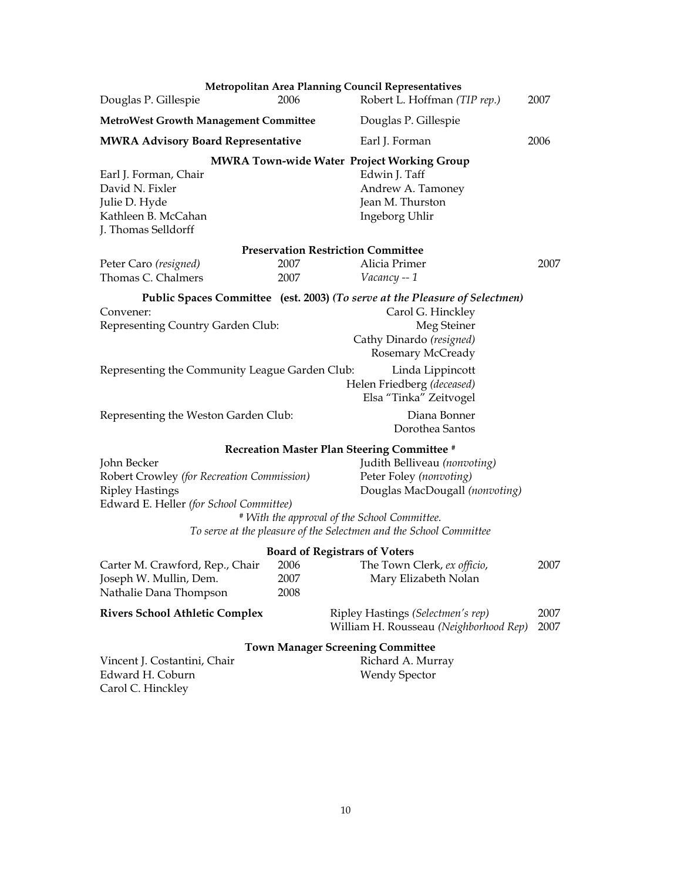**Metropolitan Area Planning Council Representatives**

| | | | |
|---|---|---|---|
| Douglas P. Gillespie | 2006 | Robert L. Hoffman *(TIP rep.)* | 2007 |

**MetroWest Growth Management Committee** — Douglas P. Gillespie

**MWRA Advisory Board Representative** — Earl J. Forman 2006

**MWRA Town-wide Water Project Working Group**

Earl J. Forman, Chair
David N. Fixler
Julie D. Hyde
Kathleen B. McCahan
J. Thomas Selldorff
Edwin J. Taff
Andrew A. Tamoney
Jean M. Thurston
Ingeborg Uhlir

**Preservation Restriction Committee**

| | | | |
|---|---|---|---|
| Peter Caro *(resigned)* | 2007 | Alicia Primer | 2007 |
| Thomas C. Chalmers | 2007 | *Vacancy -- 1* | |

**Public Spaces Committee (est. 2003)** ***(To serve at the Pleasure of Selectmen)***

Convener: Carol G. Hinckley

Representing Country Garden Club: Meg Steiner, Cathy Dinardo *(resigned)*, Rosemary McCready

Representing the Community League Garden Club: Linda Lippincott, Helen Friedberg *(deceased)*, Elsa "Tinka" Zeitvogel

Representing the Weston Garden Club: Diana Bonner, Dorothea Santos

**Recreation Master Plan Steering Committee #**

John Becker
Robert Crowley *(for Recreation Commission)*
Ripley Hastings
Edward E. Heller *(for School Committee)*
Judith Belliveau *(nonvoting)*
Peter Foley *(nonvoting)*
Douglas MacDougall *(nonvoting)*

*# With the approval of the School Committee.*
*To serve at the pleasure of the Selectmen and the School Committee*

**Board of Registrars of Voters**

| | | | |
|---|---|---|---|
| Carter M. Crawford, Rep., Chair | 2006 | The Town Clerk, *ex officio*, Mary Elizabeth Nolan | 2007 |
| Joseph W. Mullin, Dem. | 2007 | | |
| Nathalie Dana Thompson | 2008 | | |

**Rivers School Athletic Complex**

| | |
|---|---|
| Ripley Hastings *(Selectmen's rep)* | 2007 |
| William H. Rousseau *(Neighborhood Rep)* | 2007 |

**Town Manager Screening Committee**

Vincent J. Costantini, Chair
Edward H. Coburn
Carol C. Hinckley
Richard A. Murray
Wendy Spector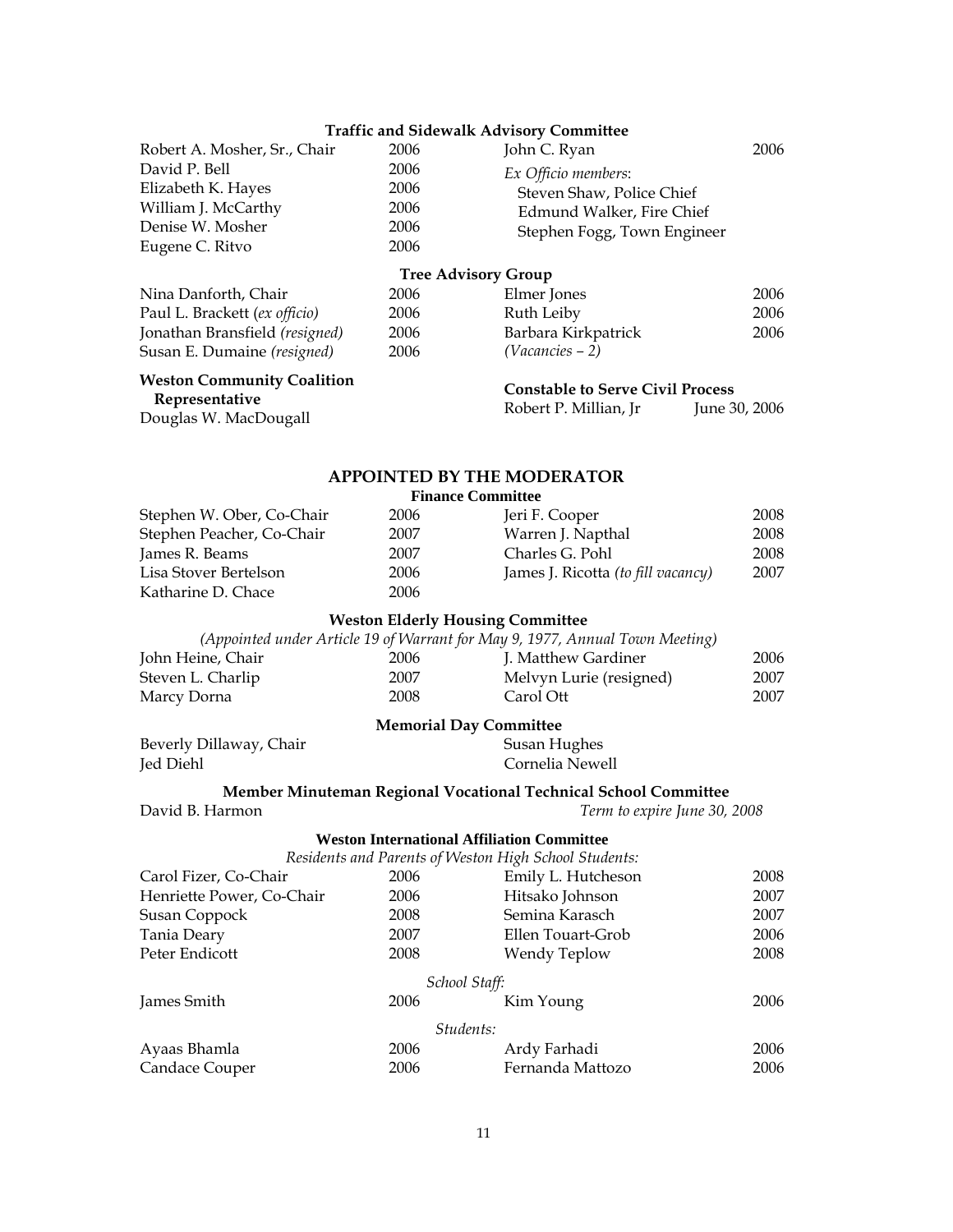### Traffic and Sidewalk Advisory Committee

| | |
|---|---|
| Robert A. Mosher, Sr., Chair | 2006 |
| David P. Bell | 2006 |
| Elizabeth K. Hayes | 2006 |
| William J. McCarthy | 2006 |
| Denise W. Mosher | 2006 |
| Eugene C. Ritvo | 2006 |
| John C. Ryan | 2006 |

*Ex Officio members*:
- Steven Shaw, Police Chief
- Edmund Walker, Fire Chief
- Stephen Fogg, Town Engineer

### Tree Advisory Group

| | |
|---|---|
| Nina Danforth, Chair | 2006 |
| Paul L. Brackett (*ex officio*) | 2006 |
| Jonathan Bransfield *(resigned)* | 2006 |
| Susan E. Dumaine *(resigned)* | 2006 |
| Elmer Jones | 2006 |
| Ruth Leiby | 2006 |
| Barbara Kirkpatrick | 2006 |
| *(Vacancies – 2)* | |

### Weston Community Coalition Representative

Douglas W. MacDougall

### Constable to Serve Civil Process

Robert P. Millian, Jr — June 30, 2006

## APPOINTED BY THE MODERATOR

### Finance Committee

| | |
|---|---|
| Stephen W. Ober, Co-Chair | 2006 |
| Stephen Peacher, Co-Chair | 2007 |
| James R. Beams | 2007 |
| Lisa Stover Bertelson | 2006 |
| Katharine D. Chace | 2006 |
| Jeri F. Cooper | 2008 |
| Warren J. Napthal | 2008 |
| Charles G. Pohl | 2008 |
| James J. Ricotta *(to fill vacancy)* | 2007 |

### Weston Elderly Housing Committee

*(Appointed under Article 19 of Warrant for May 9, 1977, Annual Town Meeting)*

| | |
|---|---|
| John Heine, Chair | 2006 |
| Steven L. Charlip | 2007 |
| Marcy Dorna | 2008 |
| J. Matthew Gardiner | 2006 |
| Melvyn Lurie (resigned) | 2007 |
| Carol Ott | 2007 |

### Memorial Day Committee

- Beverly Dillaway, Chair
- Jed Diehl
- Susan Hughes
- Cornelia Newell

### Member Minuteman Regional Vocational Technical School Committee

David B. Harmon — *Term to expire June 30, 2008*

### Weston International Affiliation Committee

*Residents and Parents of Weston High School Students:*

| | |
|---|---|
| Carol Fizer, Co-Chair | 2006 |
| Henriette Power, Co-Chair | 2006 |
| Susan Coppock | 2008 |
| Tania Deary | 2007 |
| Peter Endicott | 2008 |
| Emily L. Hutcheson | 2008 |
| Hitsako Johnson | 2007 |
| Semina Karasch | 2007 |
| Ellen Touart-Grob | 2006 |
| Wendy Teplow | 2008 |

*School Staff:*

| | |
|---|---|
| James Smith | 2006 |
| Kim Young | 2006 |

*Students:*

| | |
|---|---|
| Ayaas Bhamla | 2006 |
| Candace Couper | 2006 |
| Ardy Farhadi | 2006 |
| Fernanda Mattozo | 2006 |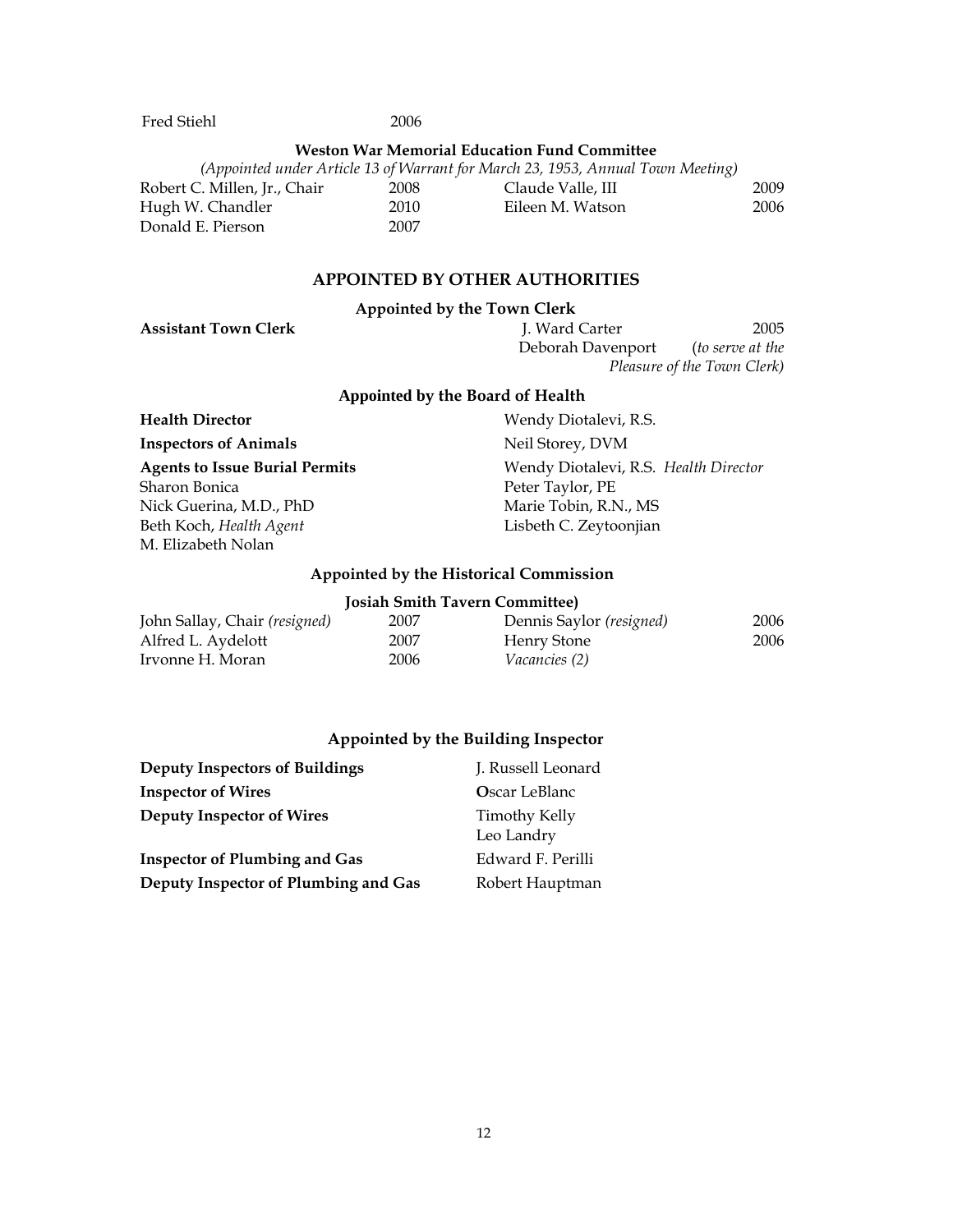| | |
|---|---|
| Fred Stiehl | 2006 |

**Weston War Memorial Education Fund Committee**

*(Appointed under Article 13 of Warrant for March 23, 1953, Annual Town Meeting)*

| | | | |
|---|---|---|---|
| Robert C. Millen, Jr., Chair | 2008 | Claude Valle, III | 2009 |
| Hugh W. Chandler | 2010 | Eileen M. Watson | 2006 |
| Donald E. Pierson | 2007 | | |

## APPOINTED BY OTHER AUTHORITIES

### Appointed by the Town Clerk

| | | |
|---|---|---|
| **Assistant Town Clerk** | J. Ward Carter | 2005 |
| | Deborah Davenport | *(to serve at the Pleasure of the Town Clerk)* |

### Appointed by the Board of Health

| | |
|---|---|
| **Health Director** | Wendy Diotalevi, R.S. |
| **Inspectors of Animals** | Neil Storey, DVM |
| **Agents to Issue Burial Permits** | Wendy Diotalevi, R.S. *Health Director* |
| Sharon Bonica | Peter Taylor, PE |
| Nick Guerina, M.D., PhD | Marie Tobin, R.N., MS |
| Beth Koch, *Health Agent* | Lisbeth C. Zeytoonjian |
| M. Elizabeth Nolan | |

### Appointed by the Historical Commission

**Josiah Smith Tavern Committee)**

| | | | |
|---|---|---|---|
| John Sallay, Chair *(resigned)* | 2007 | Dennis Saylor *(resigned)* | 2006 |
| Alfred L. Aydelott | 2007 | Henry Stone | 2006 |
| Irvonne H. Moran | 2006 | *Vacancies (2)* | |

### Appointed by the Building Inspector

| | |
|---|---|
| **Deputy Inspectors of Buildings** | J. Russell Leonard |
| **Inspector of Wires** | Oscar LeBlanc |
| **Deputy Inspector of Wires** | Timothy Kelly |
| | Leo Landry |
| **Inspector of Plumbing and Gas** | Edward F. Perilli |
| **Deputy Inspector of Plumbing and Gas** | Robert Hauptman |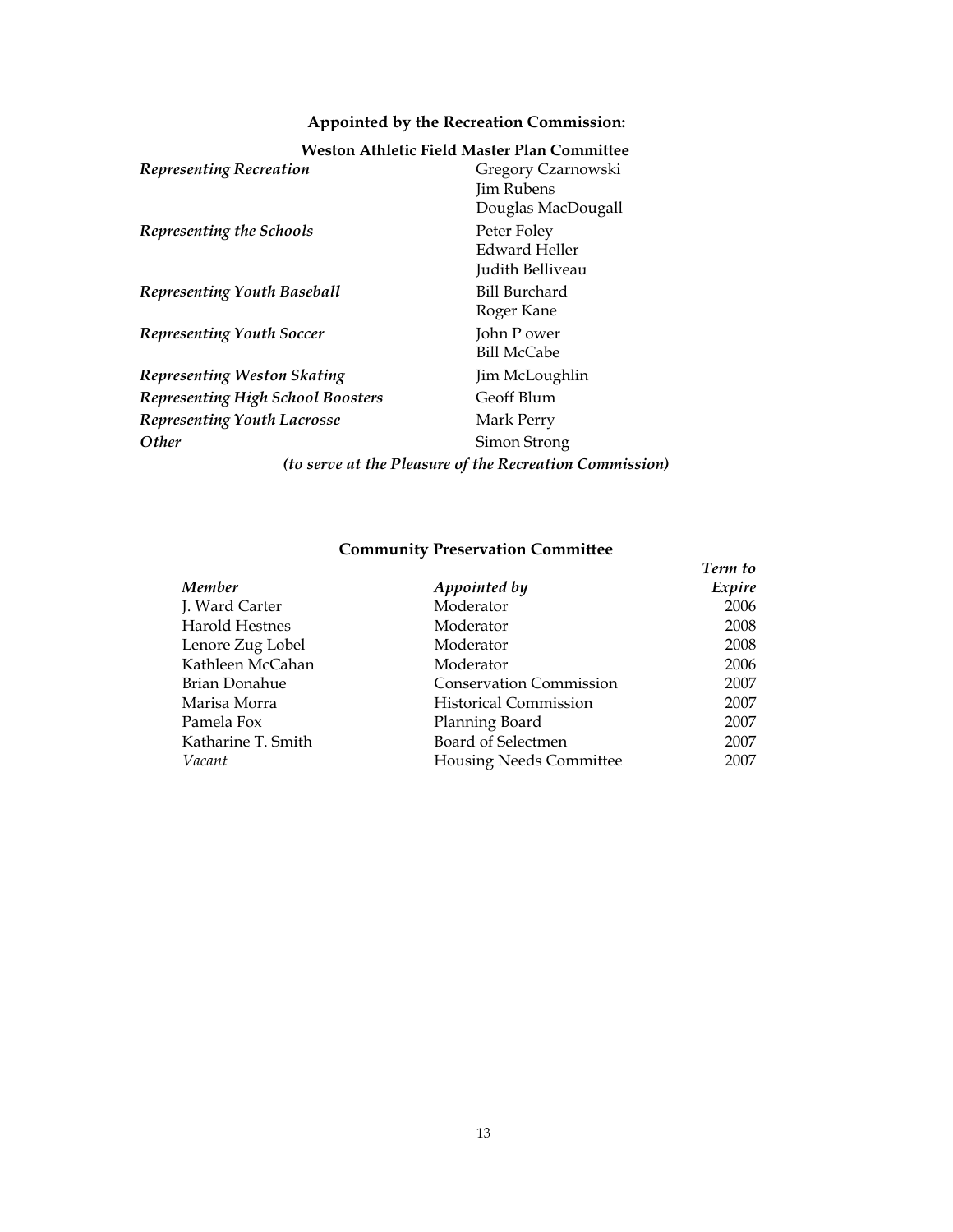## Appointed by the Recreation Commission:

### Weston Athletic Field Master Plan Committee

| | |
|---|---|
| ***Representing Recreation*** | Gregory Czarnowski |
| | Jim Rubens |
| | Douglas MacDougall |
| ***Representing the Schools*** | Peter Foley |
| | Edward Heller |
| | Judith Belliveau |
| ***Representing Youth Baseball*** | Bill Burchard |
| | Roger Kane |
| ***Representing Youth Soccer*** | John P ower |
| | Bill McCabe |
| ***Representing Weston Skating*** | Jim McLoughlin |
| ***Representing High School Boosters*** | Geoff Blum |
| ***Representing Youth Lacrosse*** | Mark Perry |
| ***Other*** | Simon Strong |

***(to serve at the Pleasure of the Recreation Commission)***

### Community Preservation Committee

| *Member* | *Appointed by* | *Term to Expire* |
|---|---|---|
| J. Ward Carter | Moderator | 2006 |
| Harold Hestnes | Moderator | 2008 |
| Lenore Zug Lobel | Moderator | 2008 |
| Kathleen McCahan | Moderator | 2006 |
| Brian Donahue | Conservation Commission | 2007 |
| Marisa Morra | Historical Commission | 2007 |
| Pamela Fox | Planning Board | 2007 |
| Katharine T. Smith | Board of Selectmen | 2007 |
| *Vacant* | Housing Needs Committee | 2007 |